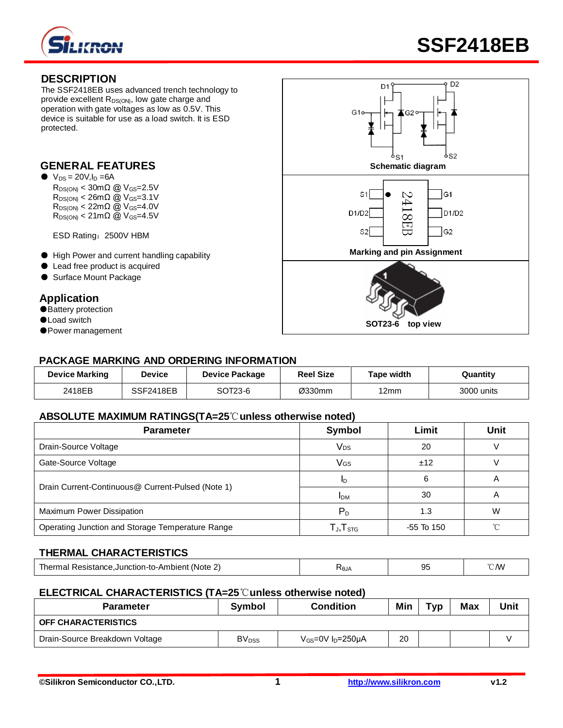# SSF2418EB

## DESCRIPTION

The SSF2418EB uses advanced trench technology to provide excellent $R_{DS(ON)}$, low gate charge and operation with gate voltages as low as 0.5V. This device is suitable for use as a load switch. It is ESD protected.

## GENERAL FEATURES

- $V_{DS}$ = 20V,$I_D$ =6A
  - $R_{DS(ON)}$ < 30mΩ @ $V_{GS}$=2.5V
  - $R_{DS(ON)}$ < 26mΩ @ $V_{GS}$=3.1V
  - $R_{DS(ON)}$ < 22mΩ @ $V_{GS}$=4.0V
  - $R_{DS(ON)}$ < 21mΩ @ $V_{GS}$=4.5V

  ESD Rating：2500V HBM

- High Power and current handling capability
- Lead free product is acquired
- Surface Mount Package

## Application

- Battery protection
- Load switch
- Power management

Schematic diagram

Marking and pin Assignment

SOT23-6 top view

## PACKAGE MARKING AND ORDERING INFORMATION

| Device Marking | Device | Device Package | Reel Size | Tape width | Quantity |
|---|---|---|---|---|---|
| 2418EB | SSF2418EB | SOT23-6 | Ø330mm | 12mm | 3000 units |

## ABSOLUTE MAXIMUM RATINGS(TA=25℃unless otherwise noted)

| Parameter | Symbol | Limit | Unit |
|---|---|---|---|
| Drain-Source Voltage | $V_{DS}$ | 20 | V |
| Gate-Source Voltage | $V_{GS}$ | ±12 | V |
| Drain Current-Continuous@ Current-Pulsed (Note 1) | $I_D$ | 6 | A |
| | $I_{DM}$ | 30 | A |
| Maximum Power Dissipation | $P_D$ | 1.3 | W |
| Operating Junction and Storage Temperature Range | $T_J$,$T_{STG}$ | -55 To 150 | ℃ |

## THERMAL CHARACTERISTICS

| | | | |
|---|---|---|---|
| Thermal Resistance,Junction-to-Ambient (Note 2) | $R_{\theta JA}$ | 95 | ℃/W |

## ELECTRICAL CHARACTERISTICS (TA=25℃unless otherwise noted)

| Parameter | Symbol | Condition | Min | Typ | Max | Unit |
|---|---|---|---|---|---|---|
| **OFF CHARACTERISTICS** | | | | | | |
| Drain-Source Breakdown Voltage | $BV_{DSS}$ | $V_{GS}$=0V $I_D$=250μA | 20 | | | V |

©Silikron Semiconductor CO.,LTD. http://www.silikron.com v1.2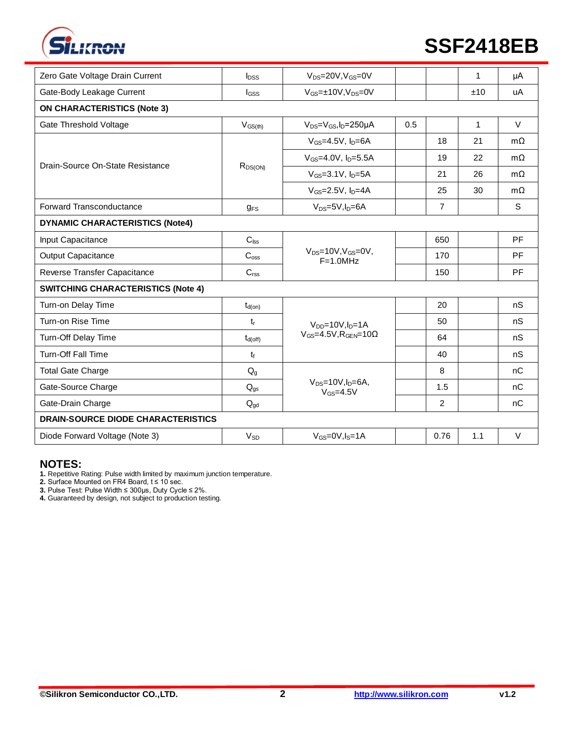| Parameter | Symbol | Condition | Min | Typ | Max | Unit |
|---|---|---|---|---|---|---|
| Zero Gate Voltage Drain Current | $I_{DSS}$ | $V_{DS}$=20V,$V_{GS}$=0V | | | 1 | μA |
| Gate-Body Leakage Current | $I_{GSS}$ | $V_{GS}$=±10V,$V_{DS}$=0V | | | ±10 | uA |
| **ON CHARACTERISTICS (Note 3)** | | | | | | |
| Gate Threshold Voltage | $V_{GS(th)}$ | $V_{DS}$=$V_{GS}$,$I_D$=250μA | 0.5 | | 1 | V |
| Drain-Source On-State Resistance | $R_{DS(ON)}$ | $V_{GS}$=4.5V, $I_D$=6A | | 18 | 21 | mΩ |
| | | $V_{GS}$=4.0V, $I_D$=5.5A | | 19 | 22 | mΩ |
| | | $V_{GS}$=3.1V, $I_D$=5A | | 21 | 26 | mΩ |
| | | $V_{GS}$=2.5V, $I_D$=4A | | 25 | 30 | mΩ |
| Forward Transconductance | $g_{FS}$ | $V_{DS}$=5V,$I_D$=6A | | 7 | | S |
| **DYNAMIC CHARACTERISTICS (Note4)** | | | | | | |
| Input Capacitance | $C_{lss}$ | $V_{DS}$=10V,$V_{GS}$=0V, F=1.0MHz | | 650 | | PF |
| Output Capacitance | $C_{oss}$ | | | 170 | | PF |
| Reverse Transfer Capacitance | $C_{rss}$ | | | 150 | | PF |
| **SWITCHING CHARACTERISTICS (Note 4)** | | | | | | |
| Turn-on Delay Time | $t_{d(on)}$ | $V_{DD}$=10V,$I_D$=1A $V_{GS}$=4.5V,$R_{GEN}$=10Ω | | 20 | | nS |
| Turn-on Rise Time | $t_r$ | | | 50 | | nS |
| Turn-Off Delay Time | $t_{d(off)}$ | | | 64 | | nS |
| Turn-Off Fall Time | $t_f$ | | | 40 | | nS |
| Total Gate Charge | $Q_g$ | $V_{DS}$=10V,$I_D$=6A, $V_{GS}$=4.5V | | 8 | | nC |
| Gate-Source Charge | $Q_{gs}$ | | | 1.5 | | nC |
| Gate-Drain Charge | $Q_{gd}$ | | | 2 | | nC |
| **DRAIN-SOURCE DIODE CHARACTERISTICS** | | | | | | |
| Diode Forward Voltage (Note 3) | $V_{SD}$ | $V_{GS}$=0V,$I_S$=1A | | 0.76 | 1.1 | V |

## NOTES:

**1.** Repetitive Rating: Pulse width limited by maximum junction temperature.
**2.** Surface Mounted on FR4 Board, t ≤ 10 sec.
**3.** Pulse Test: Pulse Width ≤ 300μs, Duty Cycle ≤ 2%.
**4.** Guaranteed by design, not subject to production testing.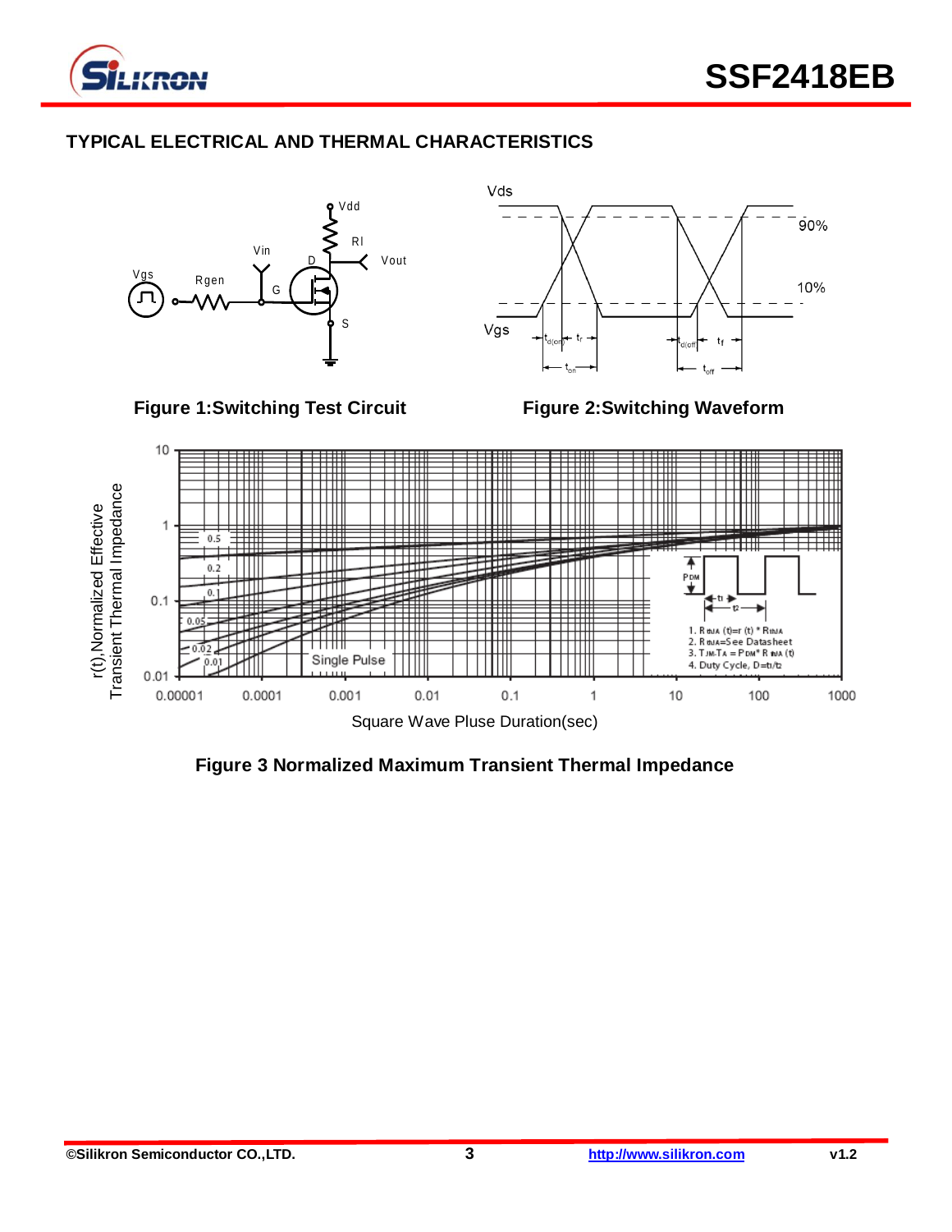## TYPICAL ELECTRICAL AND THERMAL CHARACTERISTICS

Figure 1:Switching Test Circuit

Figure 2:Switching Waveform

Figure 3 Normalized Maximum Transient Thermal Impedance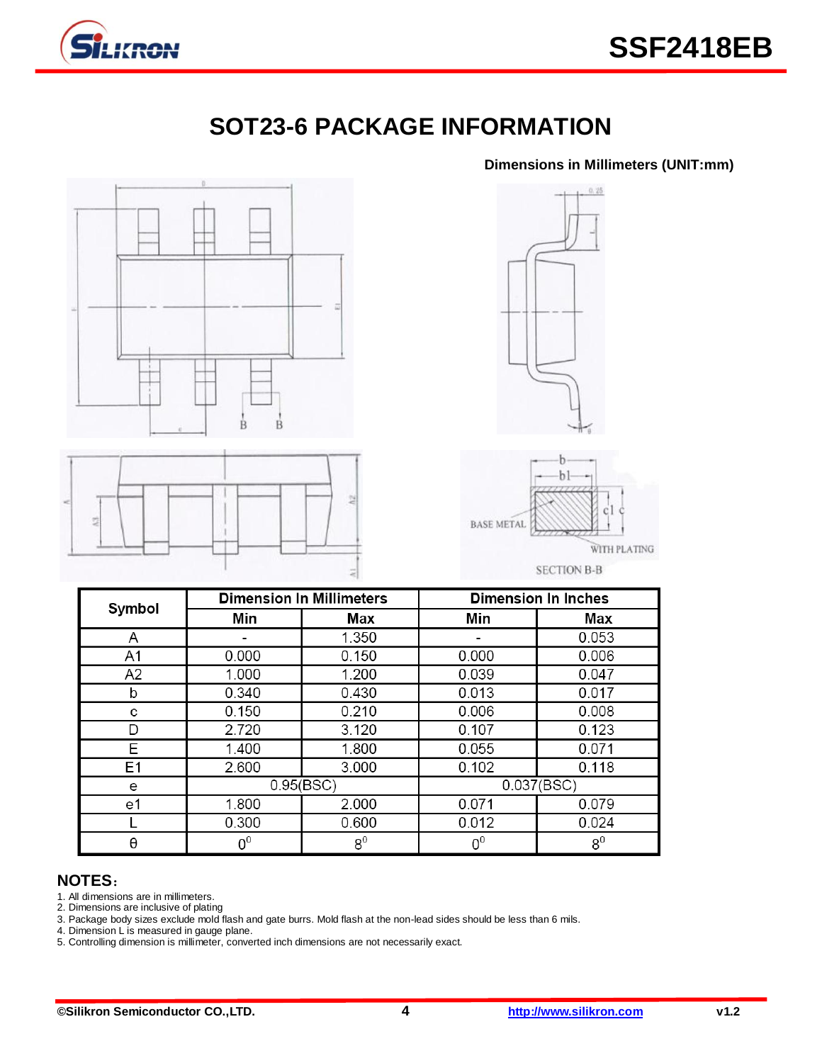# SOT23-6 PACKAGE INFORMATION

**Dimensions in Millimeters (UNIT:mm)**

| Symbol | Dimension In Millimeters | | Dimension In Inches | |
|---|---|---|---|---|
| | Min | Max | Min | Max |
| A | - | 1.350 | - | 0.053 |
| A1 | 0.000 | 0.150 | 0.000 | 0.006 |
| A2 | 1.000 | 1.200 | 0.039 | 0.047 |
| b | 0.340 | 0.430 | 0.013 | 0.017 |
| c | 0.150 | 0.210 | 0.006 | 0.008 |
| D | 2.720 | 3.120 | 0.107 | 0.123 |
| E | 1.400 | 1.800 | 0.055 | 0.071 |
| E1 | 2.600 | 3.000 | 0.102 | 0.118 |
| e | 0.95(BSC) | | 0.037(BSC) | |
| e1 | 1.800 | 2.000 | 0.071 | 0.079 |
| L | 0.300 | 0.600 | 0.012 | 0.024 |
| θ | $0^0$ | $8^0$ | $0^0$ | $8^0$ |

## NOTES：

1. All dimensions are in millimeters.
2. Dimensions are inclusive of plating
3. Package body sizes exclude mold flash and gate burrs. Mold flash at the non-lead sides should be less than 6 mils.
4. Dimension L is measured in gauge plane.
5. Controlling dimension is millimeter, converted inch dimensions are not necessarily exact.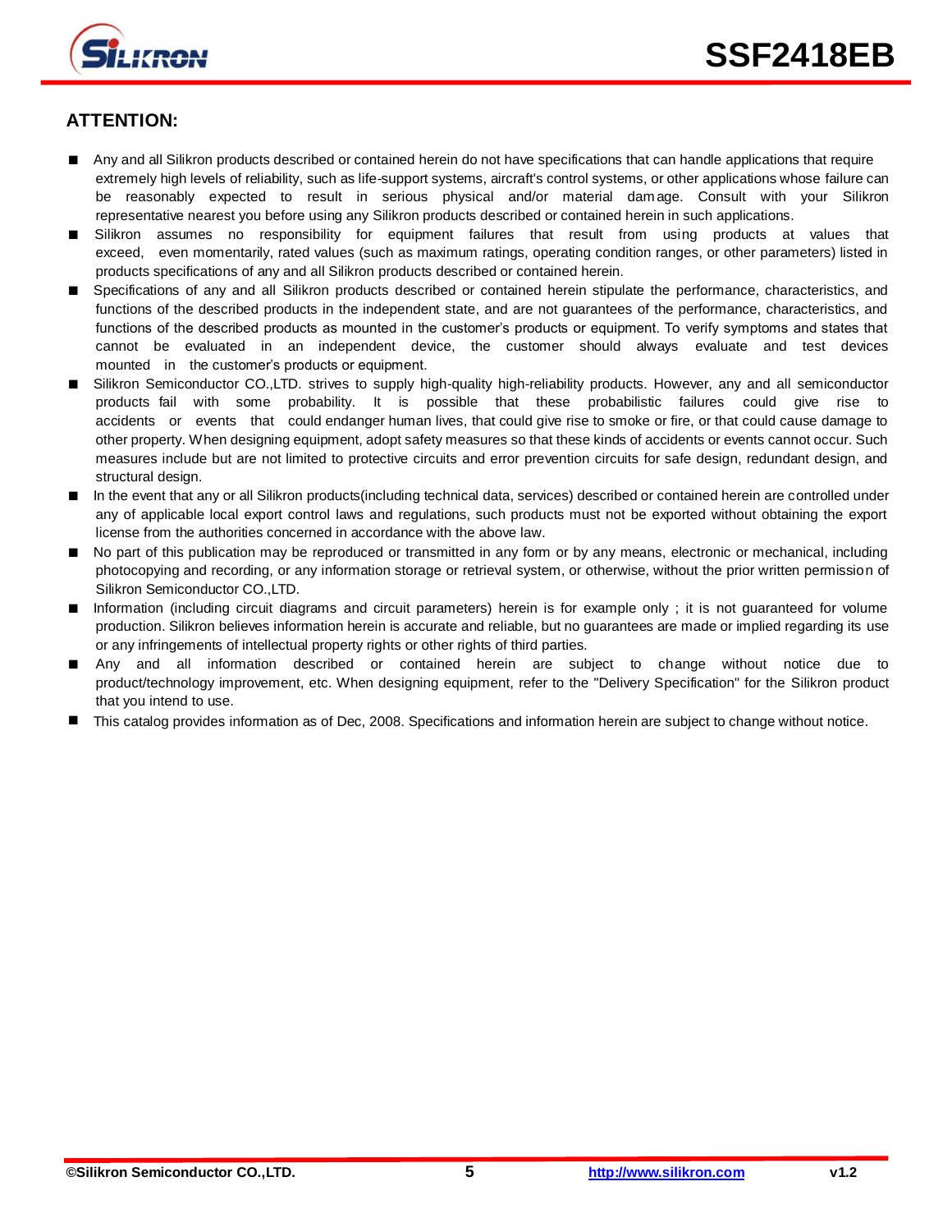## ATTENTION:

- Any and all Silikron products described or contained herein do not have specifications that can handle applications that require extremely high levels of reliability, such as life-support systems, aircraft's control systems, or other applications whose failure can be reasonably expected to result in serious physical and/or material damage. Consult with your Silikron representative nearest you before using any Silikron products described or contained herein in such applications.
- Silikron assumes no responsibility for equipment failures that result from using products at values that exceed, even momentarily, rated values (such as maximum ratings, operating condition ranges, or other parameters) listed in products specifications of any and all Silikron products described or contained herein.
- Specifications of any and all Silikron products described or contained herein stipulate the performance, characteristics, and functions of the described products in the independent state, and are not guarantees of the performance, characteristics, and functions of the described products as mounted in the customer's products or equipment. To verify symptoms and states that cannot be evaluated in an independent device, the customer should always evaluate and test devices mounted in the customer's products or equipment.
- Silikron Semiconductor CO.,LTD. strives to supply high-quality high-reliability products. However, any and all semiconductor products fail with some probability. It is possible that these probabilistic failures could give rise to accidents or events that could endanger human lives, that could give rise to smoke or fire, or that could cause damage to other property. When designing equipment, adopt safety measures so that these kinds of accidents or events cannot occur. Such measures include but are not limited to protective circuits and error prevention circuits for safe design, redundant design, and structural design.
- In the event that any or all Silikron products(including technical data, services) described or contained herein are controlled under any of applicable local export control laws and regulations, such products must not be exported without obtaining the export license from the authorities concerned in accordance with the above law.
- No part of this publication may be reproduced or transmitted in any form or by any means, electronic or mechanical, including photocopying and recording, or any information storage or retrieval system, or otherwise, without the prior written permission of Silikron Semiconductor CO.,LTD.
- Information (including circuit diagrams and circuit parameters) herein is for example only ; it is not guaranteed for volume production. Silikron believes information herein is accurate and reliable, but no guarantees are made or implied regarding its use or any infringements of intellectual property rights or other rights of third parties.
- Any and all information described or contained herein are subject to change without notice due to product/technology improvement, etc. When designing equipment, refer to the "Delivery Specification" for the Silikron product that you intend to use.
- This catalog provides information as of Dec, 2008. Specifications and information herein are subject to change without notice.